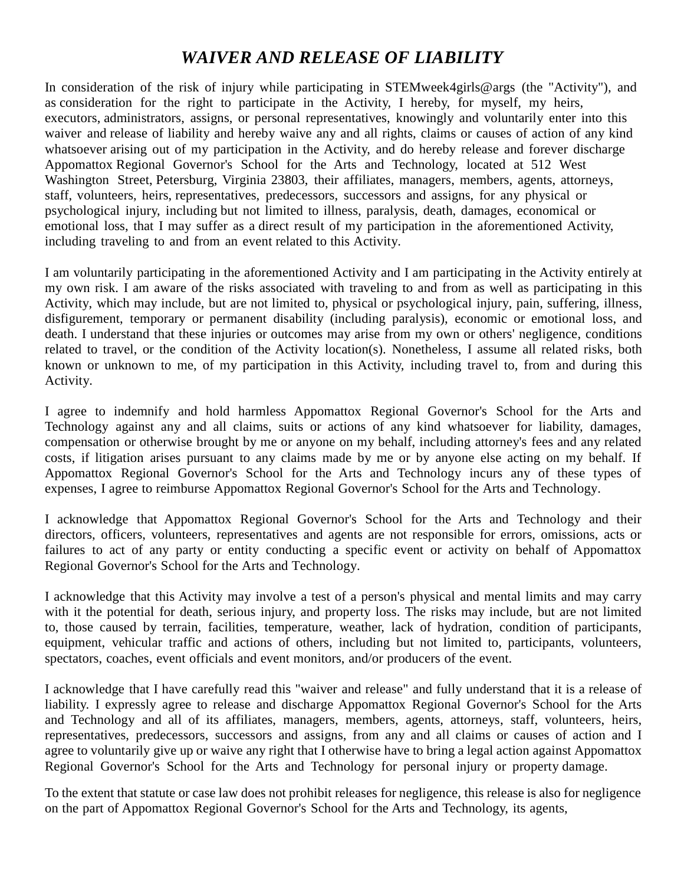# ***WAIVER AND RELEASE OF LIABILITY***

In consideration of the risk of injury while participating in STEMweek4girls@args (the "Activity"), and as consideration for the right to participate in the Activity, I hereby, for myself, my heirs, executors, administrators, assigns, or personal representatives, knowingly and voluntarily enter into this waiver and release of liability and hereby waive any and all rights, claims or causes of action of any kind whatsoever arising out of my participation in the Activity, and do hereby release and forever discharge Appomattox Regional Governor's School for the Arts and Technology, located at 512 West Washington Street, Petersburg, Virginia 23803, their affiliates, managers, members, agents, attorneys, staff, volunteers, heirs, representatives, predecessors, successors and assigns, for any physical or psychological injury, including but not limited to illness, paralysis, death, damages, economical or emotional loss, that I may suffer as a direct result of my participation in the aforementioned Activity, including traveling to and from an event related to this Activity.

I am voluntarily participating in the aforementioned Activity and I am participating in the Activity entirely at my own risk. I am aware of the risks associated with traveling to and from as well as participating in this Activity, which may include, but are not limited to, physical or psychological injury, pain, suffering, illness, disfigurement, temporary or permanent disability (including paralysis), economic or emotional loss, and death. I understand that these injuries or outcomes may arise from my own or others' negligence, conditions related to travel, or the condition of the Activity location(s). Nonetheless, I assume all related risks, both known or unknown to me, of my participation in this Activity, including travel to, from and during this Activity.

I agree to indemnify and hold harmless Appomattox Regional Governor's School for the Arts and Technology against any and all claims, suits or actions of any kind whatsoever for liability, damages, compensation or otherwise brought by me or anyone on my behalf, including attorney's fees and any related costs, if litigation arises pursuant to any claims made by me or by anyone else acting on my behalf. If Appomattox Regional Governor's School for the Arts and Technology incurs any of these types of expenses, I agree to reimburse Appomattox Regional Governor's School for the Arts and Technology.

I acknowledge that Appomattox Regional Governor's School for the Arts and Technology and their directors, officers, volunteers, representatives and agents are not responsible for errors, omissions, acts or failures to act of any party or entity conducting a specific event or activity on behalf of Appomattox Regional Governor's School for the Arts and Technology.

I acknowledge that this Activity may involve a test of a person's physical and mental limits and may carry with it the potential for death, serious injury, and property loss. The risks may include, but are not limited to, those caused by terrain, facilities, temperature, weather, lack of hydration, condition of participants, equipment, vehicular traffic and actions of others, including but not limited to, participants, volunteers, spectators, coaches, event officials and event monitors, and/or producers of the event.

I acknowledge that I have carefully read this "waiver and release" and fully understand that it is a release of liability. I expressly agree to release and discharge Appomattox Regional Governor's School for the Arts and Technology and all of its affiliates, managers, members, agents, attorneys, staff, volunteers, heirs, representatives, predecessors, successors and assigns, from any and all claims or causes of action and I agree to voluntarily give up or waive any right that I otherwise have to bring a legal action against Appomattox Regional Governor's School for the Arts and Technology for personal injury or property damage.

To the extent that statute or case law does not prohibit releases for negligence, this release is also for negligence on the part of Appomattox Regional Governor's School for the Arts and Technology, its agents,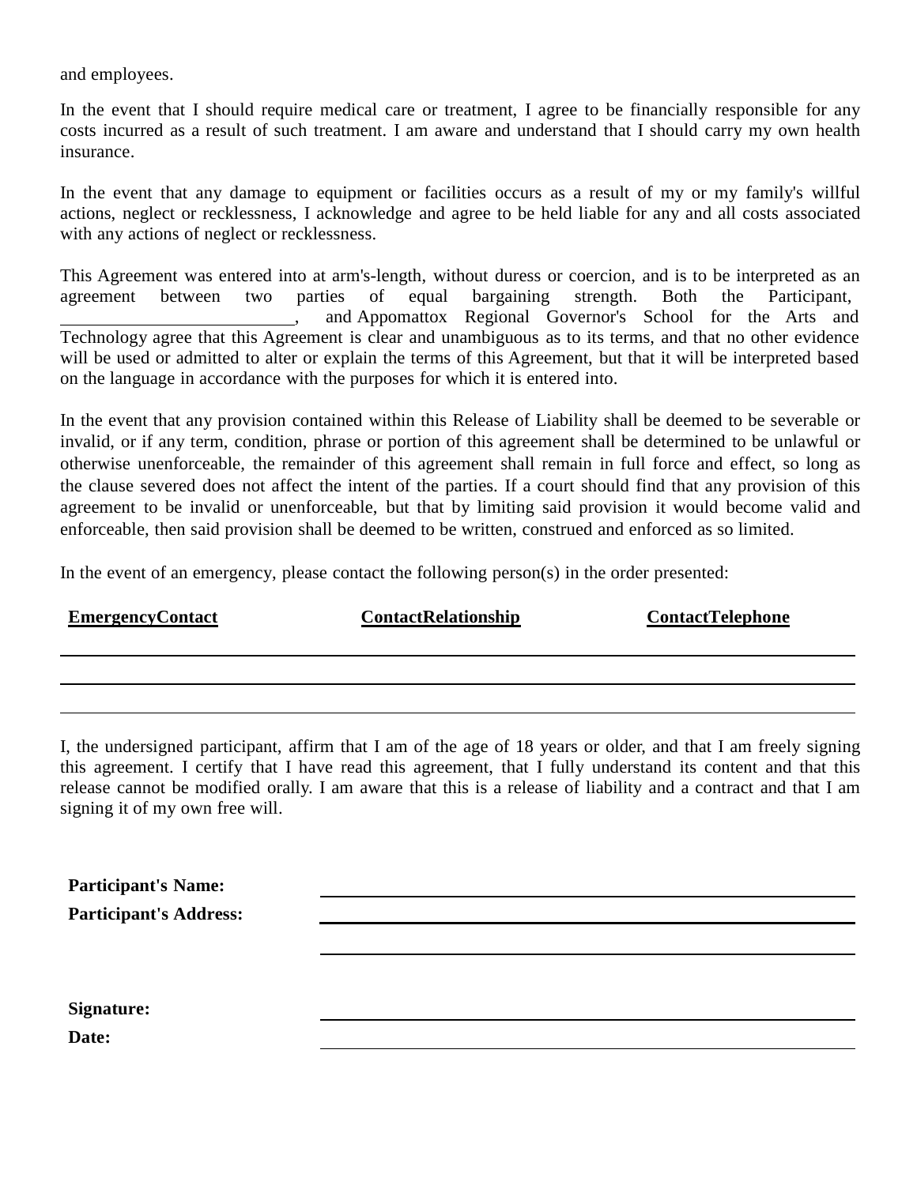and employees.

In the event that I should require medical care or treatment, I agree to be financially responsible for any costs incurred as a result of such treatment. I am aware and understand that I should carry my own health insurance.

In the event that any damage to equipment or facilities occurs as a result of my or my family's willful actions, neglect or recklessness, I acknowledge and agree to be held liable for any and all costs associated with any actions of neglect or recklessness.

This Agreement was entered into at arm's-length, without duress or coercion, and is to be interpreted as an agreement between two parties of equal bargaining strength. Both the Participant, ___________________________, and Appomattox Regional Governor's School for the Arts and Technology agree that this Agreement is clear and unambiguous as to its terms, and that no other evidence will be used or admitted to alter or explain the terms of this Agreement, but that it will be interpreted based on the language in accordance with the purposes for which it is entered into.

In the event that any provision contained within this Release of Liability shall be deemed to be severable or invalid, or if any term, condition, phrase or portion of this agreement shall be determined to be unlawful or otherwise unenforceable, the remainder of this agreement shall remain in full force and effect, so long as the clause severed does not affect the intent of the parties. If a court should find that any provision of this agreement to be invalid or unenforceable, but that by limiting said provision it would become valid and enforceable, then said provision shall be deemed to be written, construed and enforced as so limited.

In the event of an emergency, please contact the following person(s) in the order presented:

| **EmergencyContact** | **ContactRelationship** | **ContactTelephone** |
|---|---|---|
| | | |
| | | |
| | | |

I, the undersigned participant, affirm that I am of the age of 18 years or older, and that I am freely signing this agreement. I certify that I have read this agreement, that I fully understand its content and that this release cannot be modified orally. I am aware that this is a release of liability and a contract and that I am signing it of my own free will.

**Participant's Name:** ___________________________

**Participant's Address:** ___________________________

___________________________

**Signature:** ___________________________

**Date:** ___________________________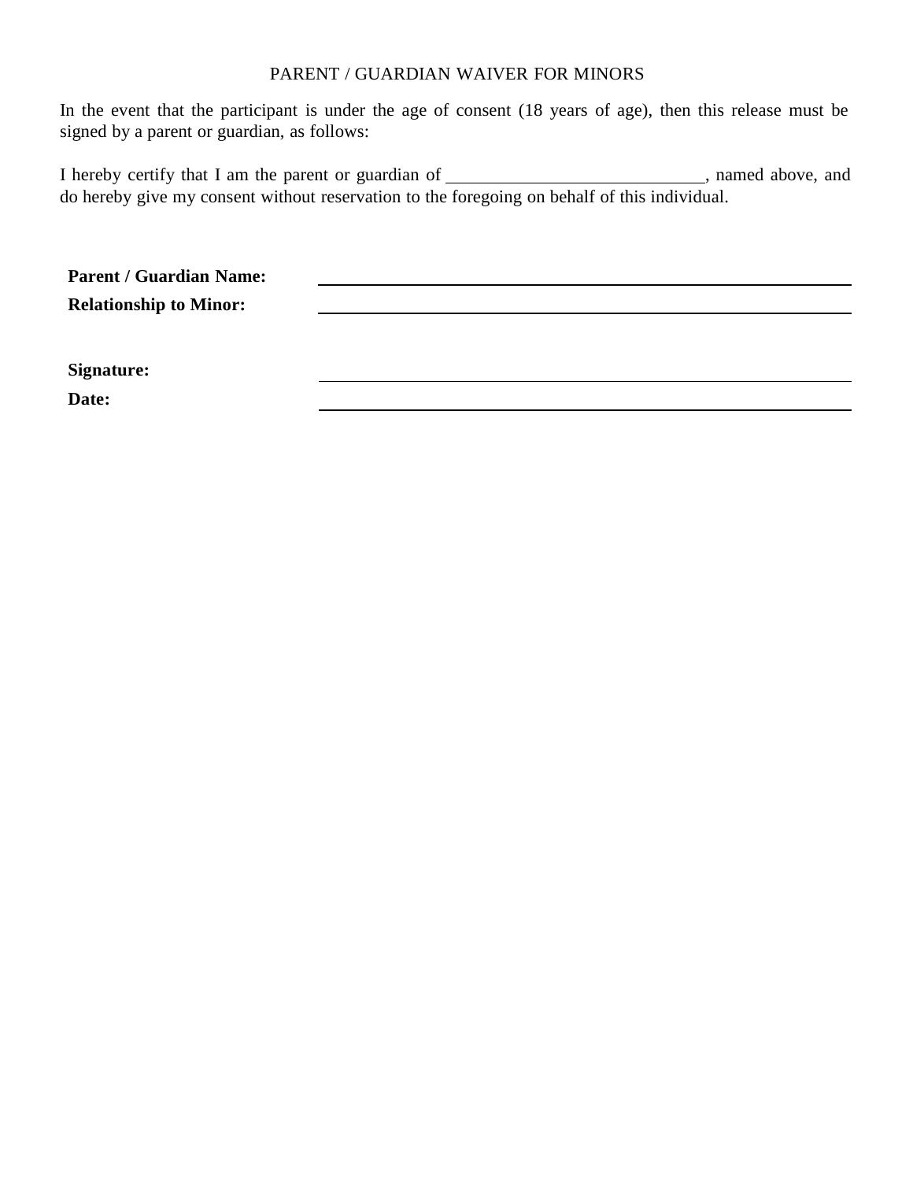PARENT / GUARDIAN WAIVER FOR MINORS

In the event that the participant is under the age of consent (18 years of age), then this release must be signed by a parent or guardian, as follows:

I hereby certify that I am the parent or guardian of \_\_\_\_\_\_\_\_\_\_\_\_\_\_\_\_\_\_\_\_\_\_\_\_\_\_\_\_, named above, and do hereby give my consent without reservation to the foregoing on behalf of this individual.

**Parent / Guardian Name:** \_\_\_\_\_\_\_\_\_\_\_\_\_\_\_\_\_\_\_\_\_\_\_\_\_\_\_\_\_\_\_\_\_\_\_\_\_\_\_\_

**Relationship to Minor:** \_\_\_\_\_\_\_\_\_\_\_\_\_\_\_\_\_\_\_\_\_\_\_\_\_\_\_\_\_\_\_\_\_\_\_\_\_\_\_\_

**Signature:** \_\_\_\_\_\_\_\_\_\_\_\_\_\_\_\_\_\_\_\_\_\_\_\_\_\_\_\_\_\_\_\_\_\_\_\_\_\_\_\_

**Date:** \_\_\_\_\_\_\_\_\_\_\_\_\_\_\_\_\_\_\_\_\_\_\_\_\_\_\_\_\_\_\_\_\_\_\_\_\_\_\_\_